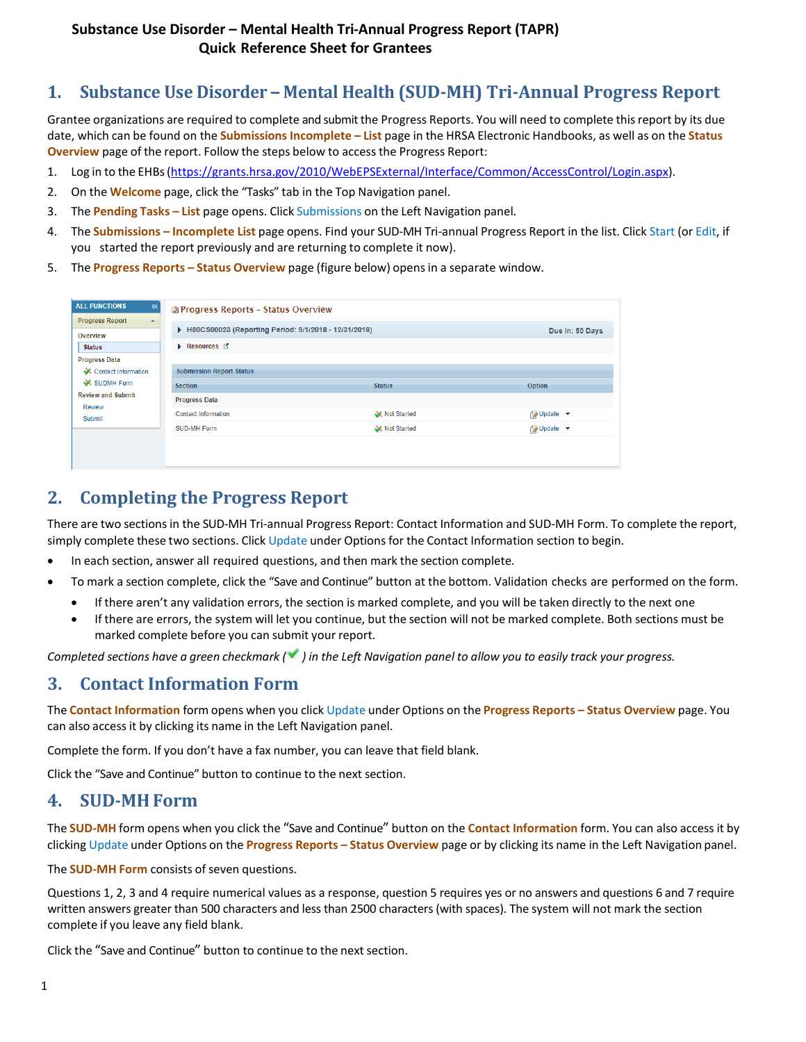**Substance Use Disorder – Mental Health Tri-Annual Progress Report (TAPR)**
**Quick Reference Sheet for Grantees**

# 1. Substance Use Disorder – Mental Health (SUD-MH) Tri-Annual Progress Report

Grantee organizations are required to complete and submit the Progress Reports. You will need to complete this report by its due date, which can be found on the **Submissions Incomplete – List** page in the HRSA Electronic Handbooks, as well as on the **Status Overview** page of the report. Follow the steps below to access the Progress Report:

1. Log in to the EHBs (https://grants.hrsa.gov/2010/WebEPSExternal/Interface/Common/AccessControl/Login.aspx).
2. On the **Welcome** page, click the "Tasks" tab in the Top Navigation panel.
3. The **Pending Tasks – List** page opens. Click Submissions on the Left Navigation panel.
4. The **Submissions – Incomplete List** page opens. Find your SUD-MH Tri-annual Progress Report in the list. Click Start (or Edit, if you started the report previously and are returning to complete it now).
5. The **Progress Reports – Status Overview** page (figure below) opens in a separate window.

# 2. Completing the Progress Report

There are two sections in the SUD-MH Tri-annual Progress Report: Contact Information and SUD-MH Form. To complete the report, simply complete these two sections. Click Update under Options for the Contact Information section to begin.

- In each section, answer all required questions, and then mark the section complete.
- To mark a section complete, click the "Save and Continue" button at the bottom. Validation checks are performed on the form.
  - If there aren't any validation errors, the section is marked complete, and you will be taken directly to the next one
  - If there are errors, the system will let you continue, but the section will not be marked complete. Both sections must be marked complete before you can submit your report.

*Completed sections have a green checkmark ( ✔ ) in the Left Navigation panel to allow you to easily track your progress.*

# 3. Contact Information Form

The **Contact Information** form opens when you click Update under Options on the **Progress Reports – Status Overview** page. You can also access it by clicking its name in the Left Navigation panel.

Complete the form. If you don't have a fax number, you can leave that field blank.

Click the "Save and Continue" button to continue to the next section.

# 4. SUD-MH Form

The **SUD-MH** form opens when you click the "Save and Continue" button on the **Contact Information** form. You can also access it by clicking Update under Options on the **Progress Reports – Status Overview** page or by clicking its name in the Left Navigation panel.

The **SUD-MH Form** consists of seven questions.

Questions 1, 2, 3 and 4 require numerical values as a response, question 5 requires yes or no answers and questions 6 and 7 require written answers greater than 500 characters and less than 2500 characters (with spaces). The system will not mark the section complete if you leave any field blank.

Click the "Save and Continue" button to continue to the next section.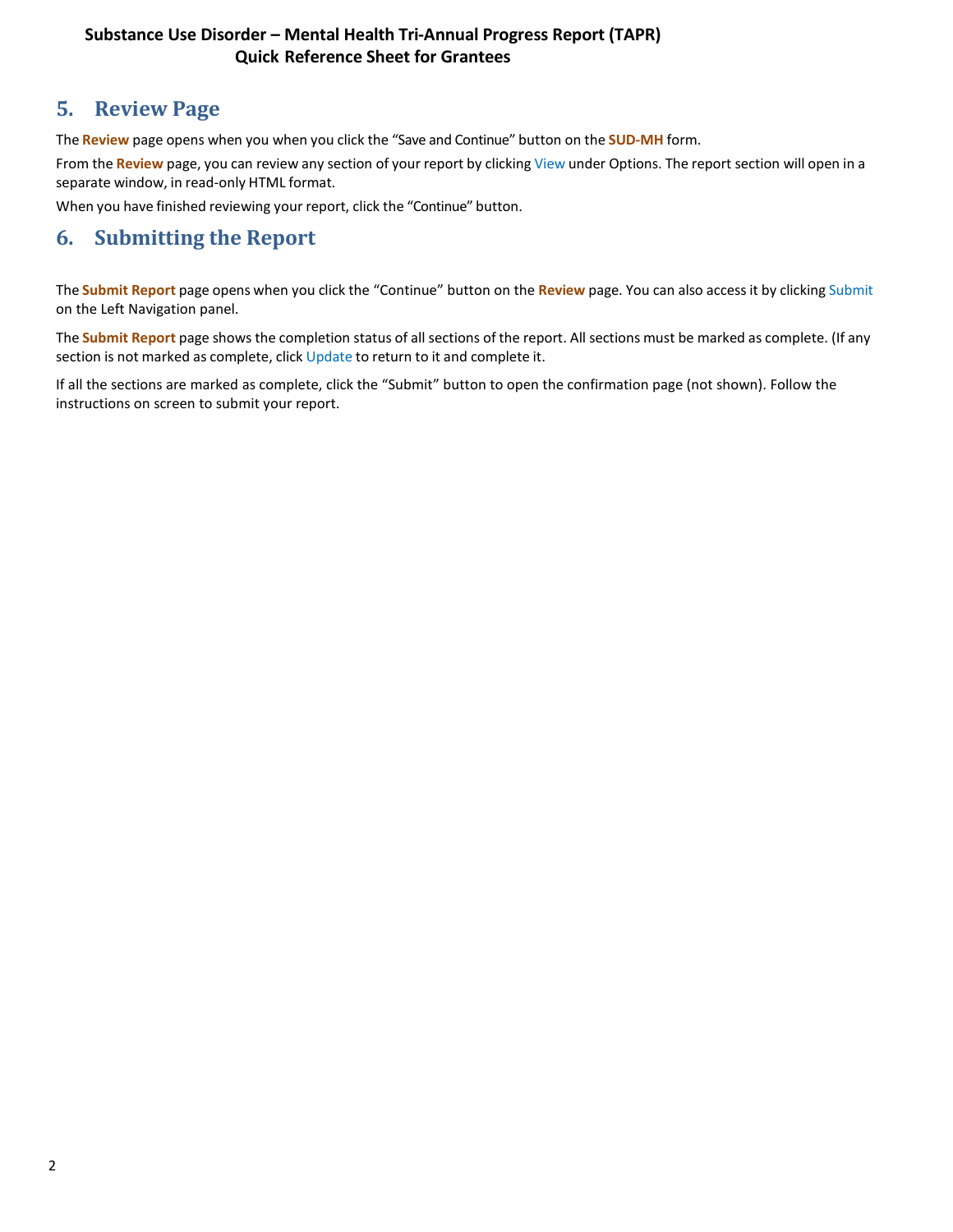## 5. Review Page

The **Review** page opens when you when you click the “Save and Continue” button on the **SUD-MH** form.

From the **Review** page, you can review any section of your report by clicking View under Options. The report section will open in a separate window, in read-only HTML format.

When you have finished reviewing your report, click the “Continue” button.

## 6. Submitting the Report

The **Submit Report** page opens when you click the “Continue” button on the **Review** page. You can also access it by clicking Submit on the Left Navigation panel.

The **Submit Report** page shows the completion status of all sections of the report. All sections must be marked as complete. (If any section is not marked as complete, click Update to return to it and complete it.

If all the sections are marked as complete, click the “Submit” button to open the confirmation page (not shown). Follow the instructions on screen to submit your report.